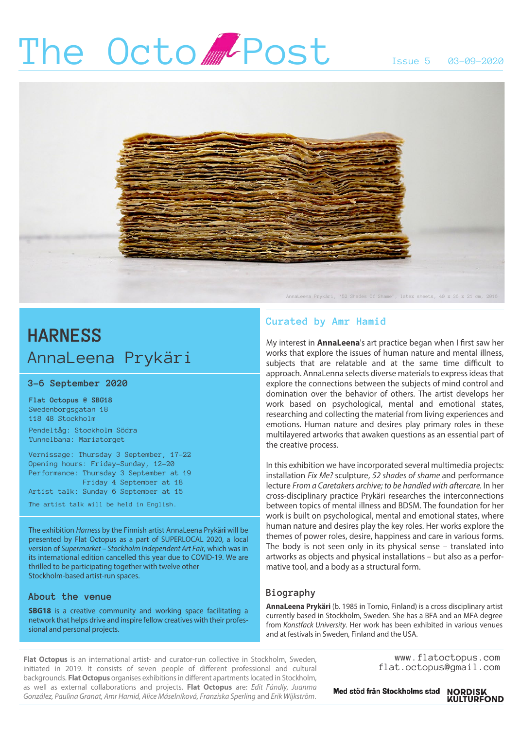# The Octo Post

Issue 5 03-09-2020

AnnaLeena Prykäri, '52 Shades Of Shame', latex sheets, 40 x 36 x 21 cm, 2016

## HARNESS

### AnnaLeena Prykäri

**3-6 September 2020**

**Flat Octopus @ SBG18**
Swedenborgsgatan 18
118 48 Stockholm

Pendeltåg: Stockholm Södra
Tunnelbana: Mariatorget

Vernissage: Thursday 3 September, 17-22
Opening hours: Friday-Sunday, 12-20
Performance: Thursday 3 September at 19
Friday 4 September at 18
Artist talk: Sunday 6 September at 15

The artist talk will be held in English.

The exhibition *Harness* by the Finnish artist AnnaLeena Prykäri will be presented by Flat Octopus as a part of SUPERLOCAL 2020, a local version of *Supermarket – Stockholm Independent Art Fair*, which was in its international edition cancelled this year due to COVID-19. We are thrilled to be participating together with twelve other Stockholm-based artist-run spaces.

### About the venue

**SBG18** is a creative community and working space facilitating a network that helps drive and inspire fellow creatives with their professional and personal projects.

### Curated by Amr Hamid

My interest in **AnnaLeena**'s art practice began when I first saw her works that explore the issues of human nature and mental illness, subjects that are relatable and at the same time difficult to approach. AnnaLenna selects diverse materials to express ideas that explore the connections between the subjects of mind control and domination over the behavior of others. The artist develops her work based on psychological, mental and emotional states, researching and collecting the material from living experiences and emotions. Human nature and desires play primary roles in these multilayered artworks that awaken questions as an essential part of the creative process.

In this exhibition we have incorporated several multimedia projects: installation *Fix Me?* sculpture, *52 shades of shame* and performance lecture *From a Caretakers archive; to be handled with aftercare.* In her cross-disciplinary practice Prykäri researches the interconnections between topics of mental illness and BDSM. The foundation for her work is built on psychological, mental and emotional states, where human nature and desires play the key roles. Her works explore the themes of power roles, desire, happiness and care in various forms. The body is not seen only in its physical sense – translated into artworks as objects and physical installations – but also as a performative tool, and a body as a structural form.

### Biography

**AnnaLeena Prykäri** (b. 1985 in Tornio, Finland) is a cross disciplinary artist currently based in Stockholm, Sweden. She has a BFA and an MFA degree from *Konstfack University*. Her work has been exhibited in various venues and at festivals in Sweden, Finland and the USA.

---

**Flat Octopus** is an international artist- and curator-run collective in Stockholm, Sweden, initiated in 2019. It consists of seven people of different professional and cultural backgrounds. **Flat Octopus** organises exhibitions in different apartments located in Stockholm, as well as external collaborations and projects. **Flat Octopus** are: *Edit Fándly, Juanma González, Paulina Granat, Amr Hamid, Alice Máselníková, Franziska Sperling* and *Erik Wijkström.*

www.flatoctopus.com
flat.octopus@gmail.com

Med stöd från Stockholms stad NORDISK KULTURFOND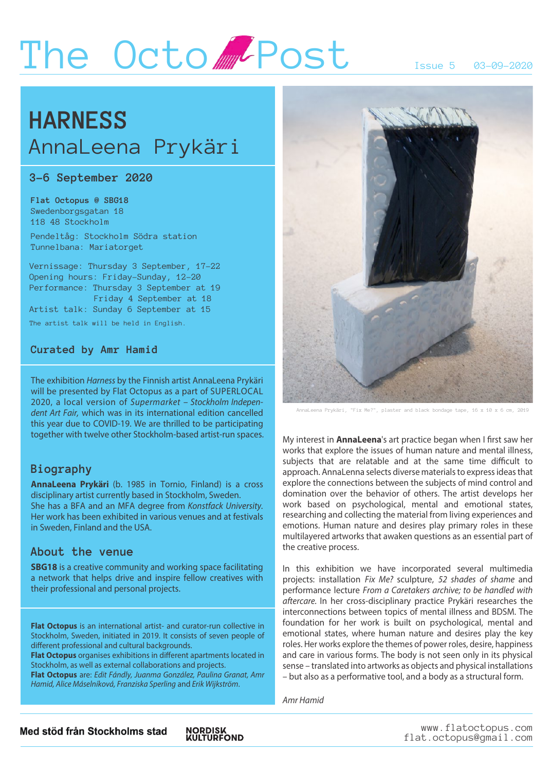# The Octo Post

Issue 5 03-09-2020

# HARNESS

## AnnaLeena Prykäri

### 3-6 September 2020

**Flat Octopus @ SBG18**
Swedenborgsgatan 18
118 48 Stockholm

Pendeltåg: Stockholm Södra station
Tunnelbana: Mariatorget

Vernissage: Thursday 3 September, 17-22
Opening hours: Friday-Sunday, 12-20
Performance: Thursday 3 September at 19
Friday 4 September at 18
Artist talk: Sunday 6 September at 15

The artist talk will be held in English.

### Curated by Amr Hamid

The exhibition *Harness* by the Finnish artist AnnaLeena Prykäri will be presented by Flat Octopus as a part of SUPERLOCAL 2020, a local version of *Supermarket – Stockholm Independent Art Fair*, which was in its international edition cancelled this year due to COVID-19. We are thrilled to be participating together with twelve other Stockholm-based artist-run spaces.

### Biography

**AnnaLeena Prykäri** (b. 1985 in Tornio, Finland) is a cross disciplinary artist currently based in Stockholm, Sweden. She has a BFA and an MFA degree from *Konstfack University*. Her work has been exhibited in various venues and at festivals in Sweden, Finland and the USA.

### About the venue

**SBG18** is a creative community and working space facilitating a network that helps drive and inspire fellow creatives with their professional and personal projects.

**Flat Octopus** is an international artist- and curator-run collective in Stockholm, Sweden, initiated in 2019. It consists of seven people of different professional and cultural backgrounds.
**Flat Octopus** organises exhibitions in different apartments located in Stockholm, as well as external collaborations and projects.
**Flat Octopus** are: *Edit Fándly, Juanma González, Paulina Granat, Amr Hamid, Alice Máselníková, Franziska Sperling* and *Erik Wijkström*.

AnnaLeena Prykäri, "Fix Me?", plaster and black bondage tape, 16 x 10 x 6 cm, 2019

My interest in **AnnaLeena**'s art practice began when I first saw her works that explore the issues of human nature and mental illness, subjects that are relatable and at the same time difficult to approach. AnnaLenna selects diverse materials to express ideas that explore the connections between the subjects of mind control and domination over the behavior of others. The artist develops her work based on psychological, mental and emotional states, researching and collecting the material from living experiences and emotions. Human nature and desires play primary roles in these multilayered artworks that awaken questions as an essential part of the creative process.

In this exhibition we have incorporated several multimedia projects: installation *Fix Me?* sculpture, *52 shades of shame* and performance lecture *From a Caretakers archive; to be handled with aftercare.* In her cross-disciplinary practice Prykäri researches the interconnections between topics of mental illness and BDSM. The foundation for her work is built on psychological, mental and emotional states, where human nature and desires play the key roles. Her works explore the themes of power roles, desire, happiness and care in various forms. The body is not seen only in its physical sense – translated into artworks as objects and physical installations – but also as a performative tool, and a body as a structural form.

*Amr Hamid*

Med stöd från Stockholms stad

NORDISK KULTURFOND

www.flatoctopus.com
flat.octopus@gmail.com